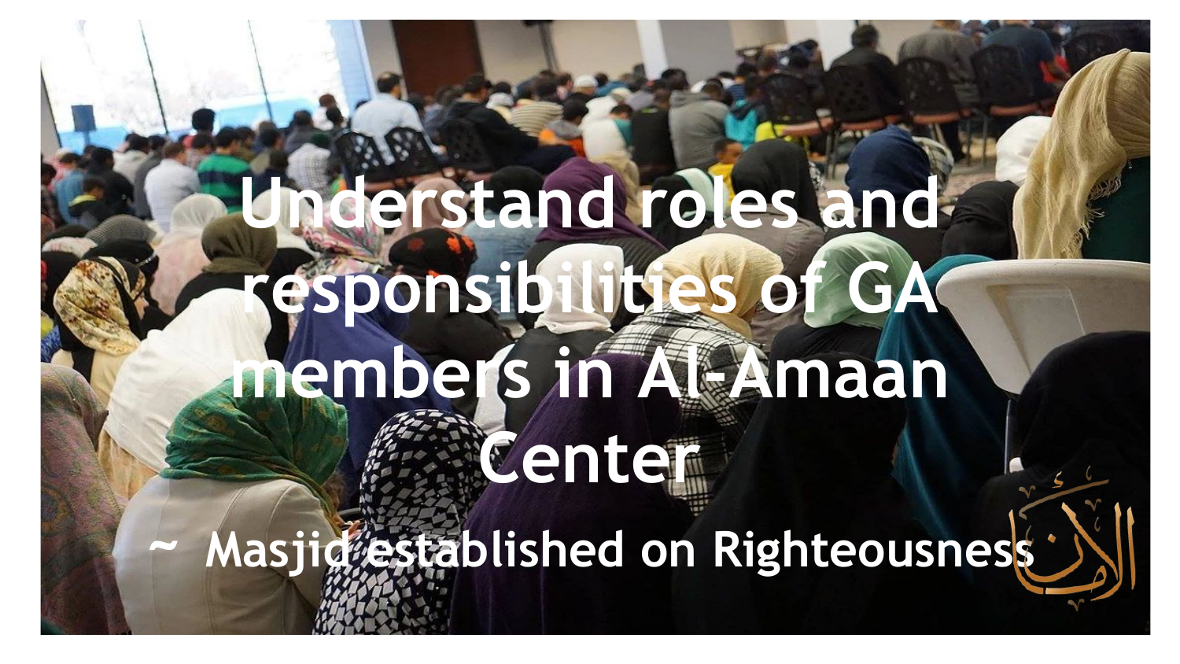# Understand roles and responsibilities of GA members in Al-Amaan Center

~ Masjid established on Righteousness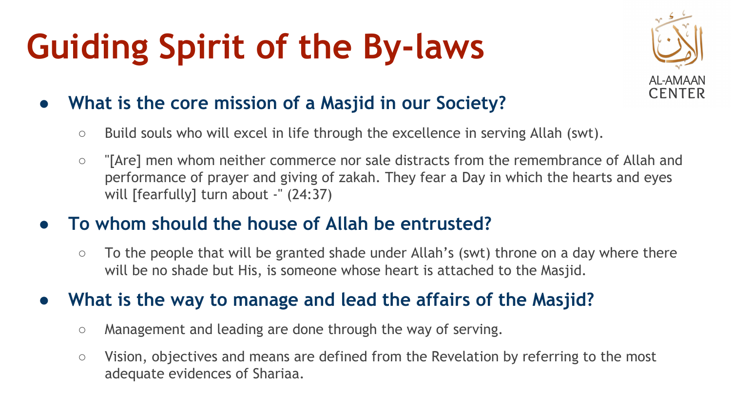# Guiding Spirit of the By-laws

- **What is the core mission of a Masjid in our Society?**
  - Build souls who will excel in life through the excellence in serving Allah (swt).
  - "[Are] men whom neither commerce nor sale distracts from the remembrance of Allah and performance of prayer and giving of zakah. They fear a Day in which the hearts and eyes will [fearfully] turn about -" (24:37)
- **To whom should the house of Allah be entrusted?**
  - To the people that will be granted shade under Allah's (swt) throne on a day where there will be no shade but His, is someone whose heart is attached to the Masjid.
- **What is the way to manage and lead the affairs of the Masjid?**
  - Management and leading are done through the way of serving.
  - Vision, objectives and means are defined from the Revelation by referring to the most adequate evidences of Shariaa.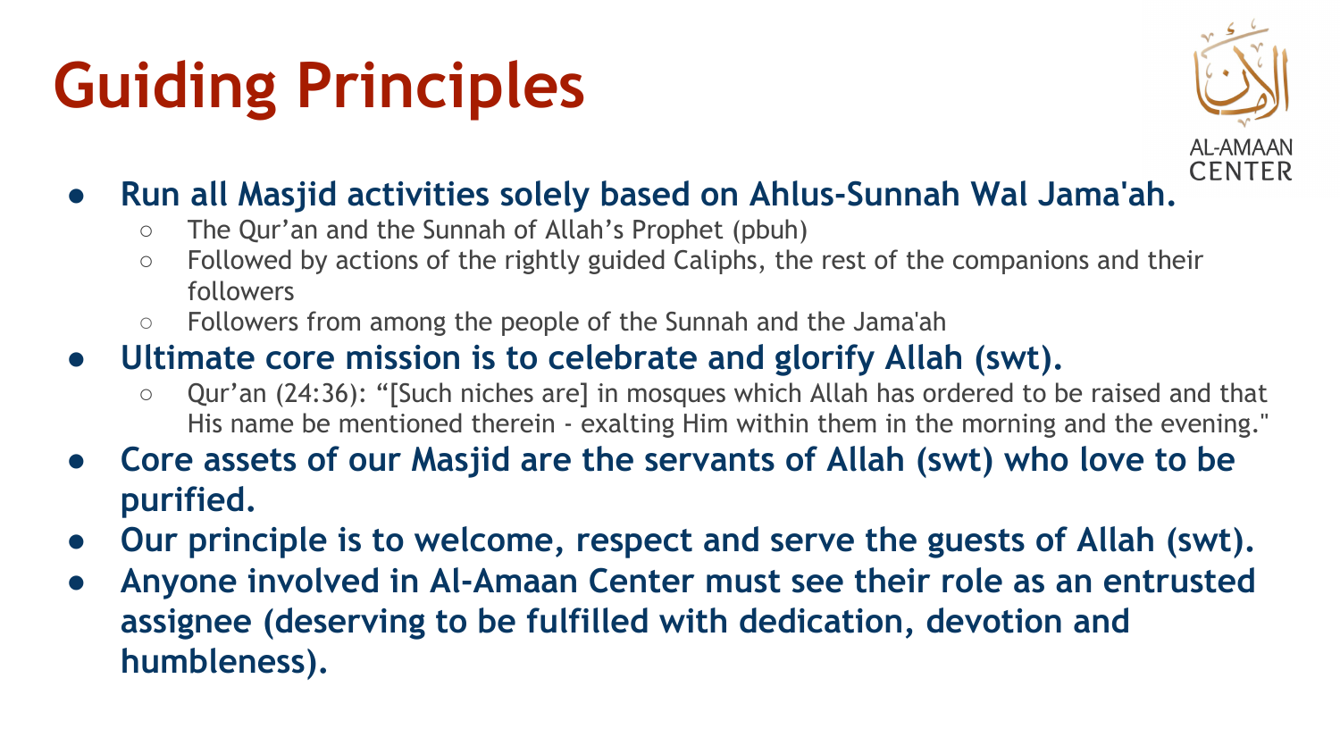# Guiding Principles

AL-AMAAN CENTER

- **Run all Masjid activities solely based on Ahlus-Sunnah Wal Jama'ah.**
  - The Qur'an and the Sunnah of Allah's Prophet (pbuh)
  - Followed by actions of the rightly guided Caliphs, the rest of the companions and their followers
  - Followers from among the people of the Sunnah and the Jama'ah
- **Ultimate core mission is to celebrate and glorify Allah (swt).**
  - Qur'an (24:36): "[Such niches are] in mosques which Allah has ordered to be raised and that His name be mentioned therein - exalting Him within them in the morning and the evening."
- **Core assets of our Masjid are the servants of Allah (swt) who love to be purified.**
- **Our principle is to welcome, respect and serve the guests of Allah (swt).**
- **Anyone involved in Al-Amaan Center must see their role as an entrusted assignee (deserving to be fulfilled with dedication, devotion and humbleness).**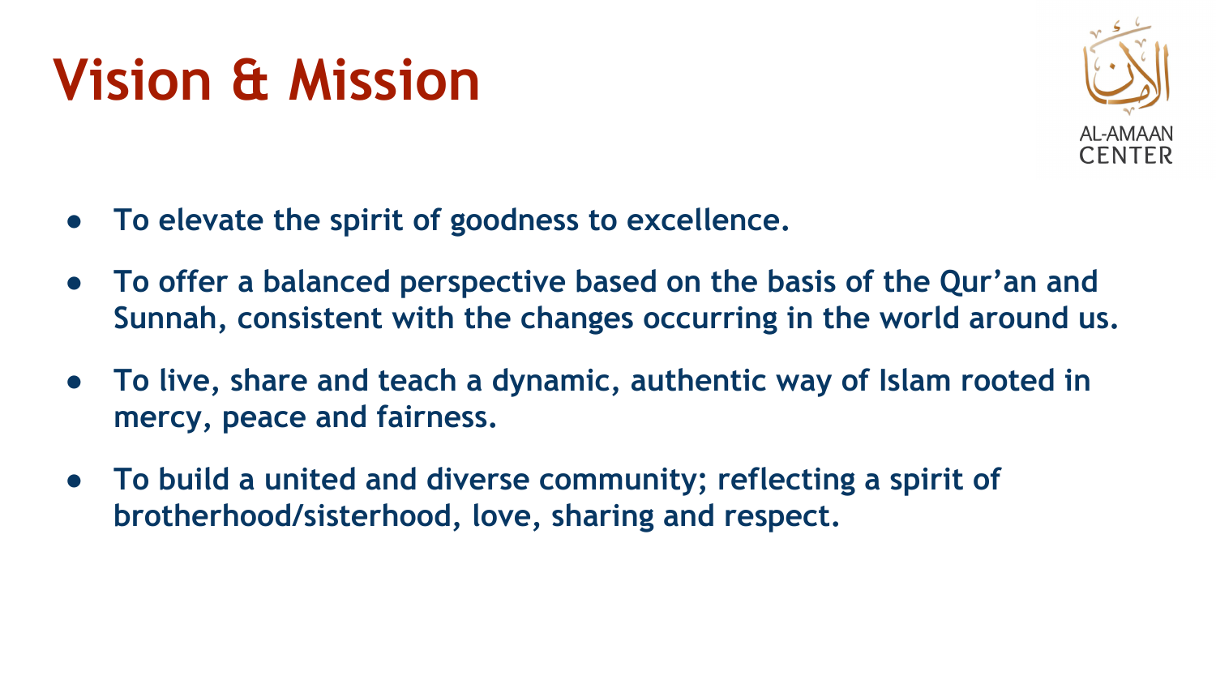# Vision & Mission

AL-AMAAN CENTER

- **To elevate the spirit of goodness to excellence.**
- **To offer a balanced perspective based on the basis of the Qur'an and Sunnah, consistent with the changes occurring in the world around us.**
- **To live, share and teach a dynamic, authentic way of Islam rooted in mercy, peace and fairness.**
- **To build a united and diverse community; reflecting a spirit of brotherhood/sisterhood, love, sharing and respect.**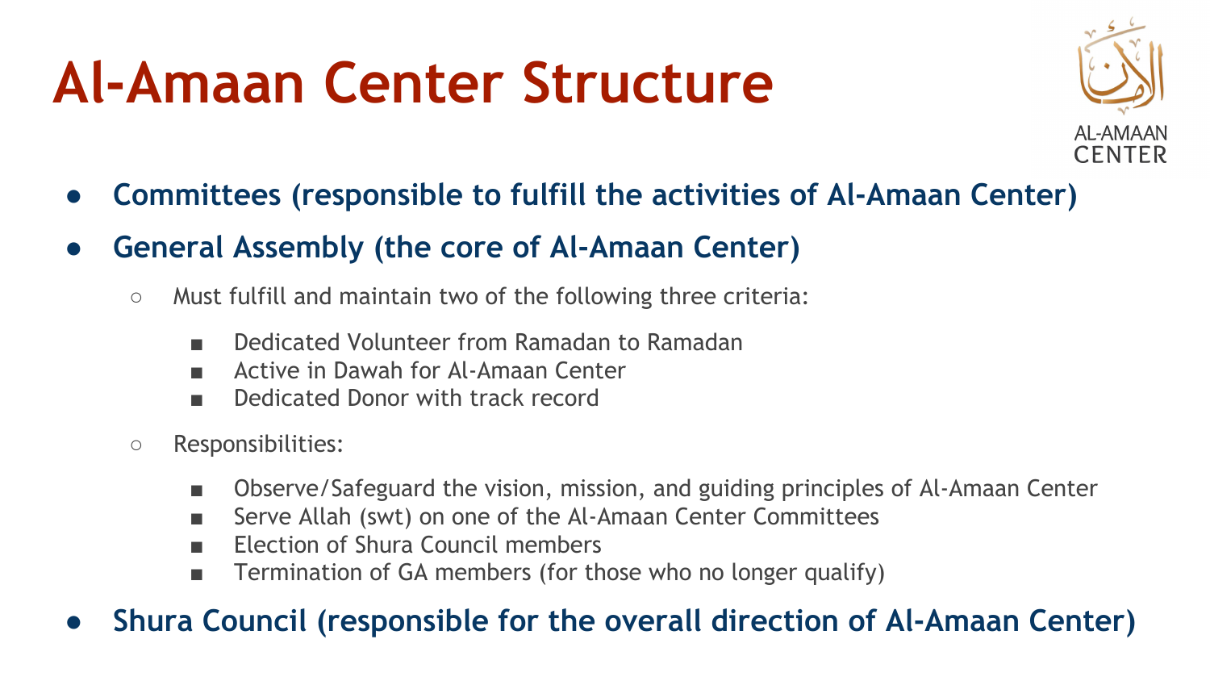# Al-Amaan Center Structure

- **Committees (responsible to fulfill the activities of Al-Amaan Center)**
- **General Assembly (the core of Al-Amaan Center)**
  - Must fulfill and maintain two of the following three criteria:
    - Dedicated Volunteer from Ramadan to Ramadan
    - Active in Dawah for Al-Amaan Center
    - Dedicated Donor with track record
  - Responsibilities:
    - Observe/Safeguard the vision, mission, and guiding principles of Al-Amaan Center
    - Serve Allah (swt) on one of the Al-Amaan Center Committees
    - Election of Shura Council members
    - Termination of GA members (for those who no longer qualify)
- **Shura Council (responsible for the overall direction of Al-Amaan Center)**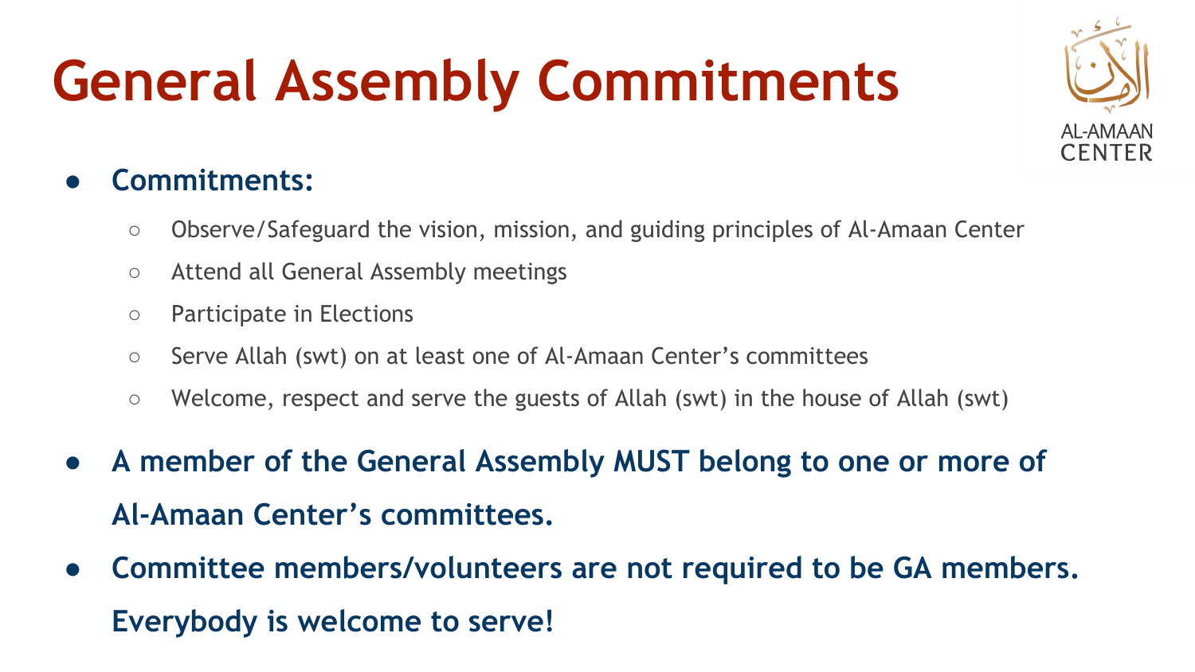# General Assembly Commitments

- **Commitments:**
  - Observe/Safeguard the vision, mission, and guiding principles of Al-Amaan Center
  - Attend all General Assembly meetings
  - Participate in Elections
  - Serve Allah (swt) on at least one of Al-Amaan Center's committees
  - Welcome, respect and serve the guests of Allah (swt) in the house of Allah (swt)
- **A member of the General Assembly MUST belong to one or more of Al-Amaan Center's committees.**
- **Committee members/volunteers are not required to be GA members. Everybody is welcome to serve!**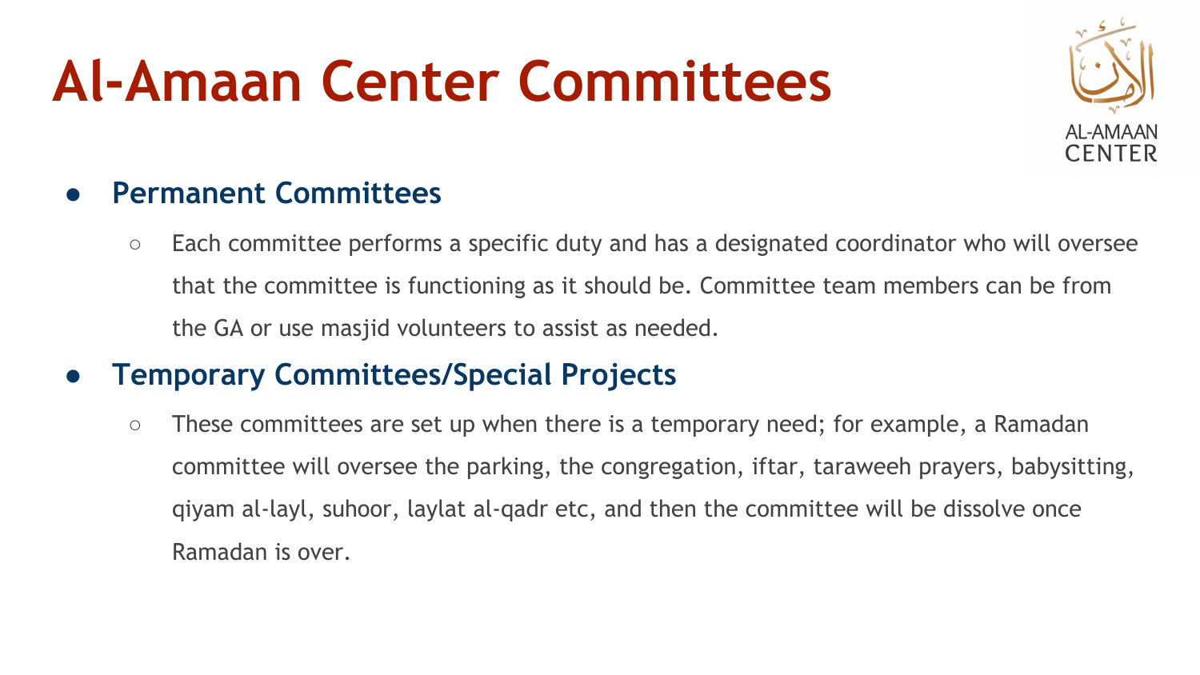# Al-Amaan Center Committees

- **Permanent Committees**
  - Each committee performs a specific duty and has a designated coordinator who will oversee that the committee is functioning as it should be. Committee team members can be from the GA or use masjid volunteers to assist as needed.
- **Temporary Committees/Special Projects**
  - These committees are set up when there is a temporary need; for example, a Ramadan committee will oversee the parking, the congregation, iftar, taraweeh prayers, babysitting, qiyam al-layl, suhoor, laylat al-qadr etc, and then the committee will be dissolve once Ramadan is over.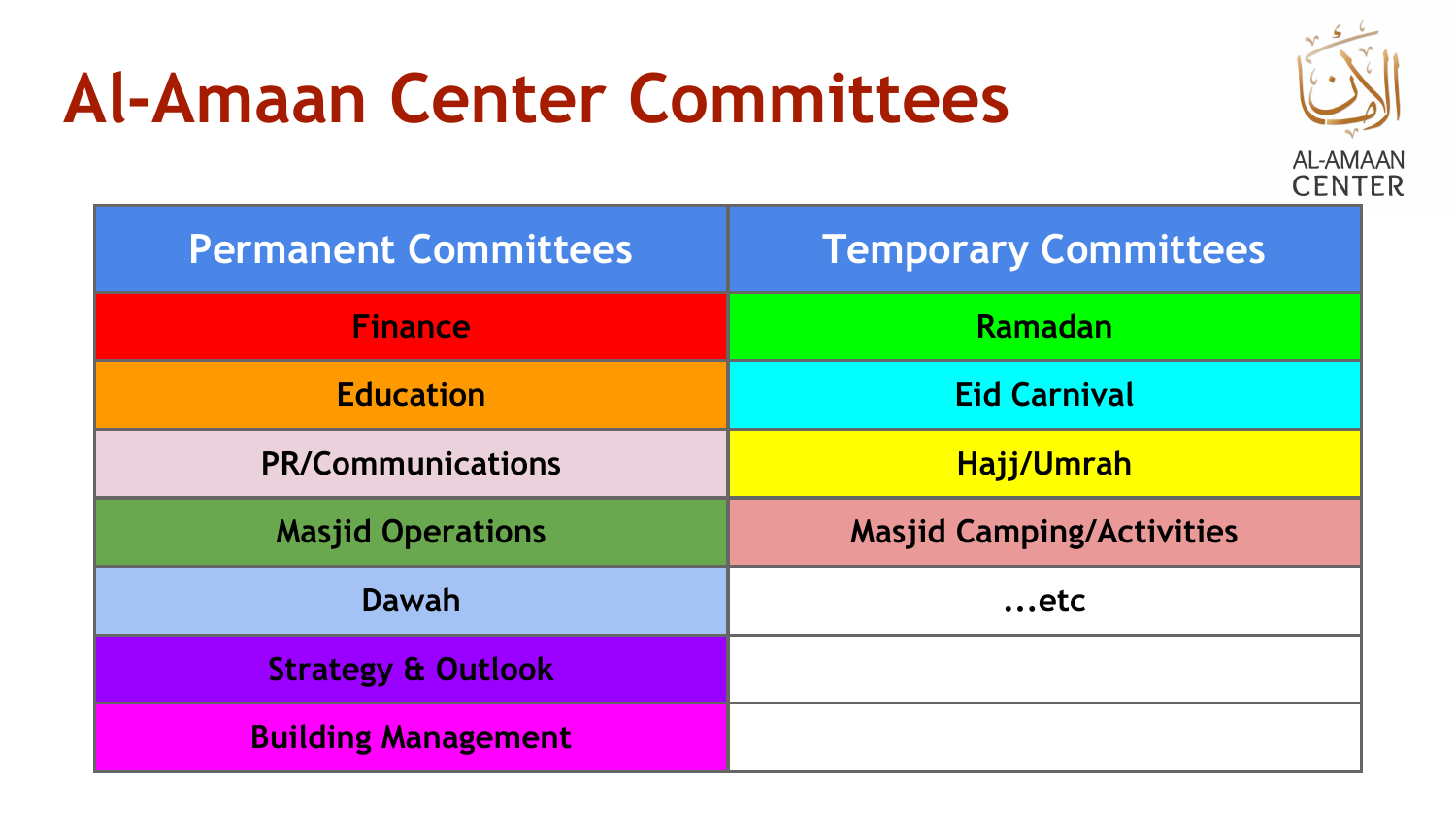# Al-Amaan Center Committees

AL-AMAAN CENTER

| Permanent Committees | Temporary Committees |
| --- | --- |
| Finance | Ramadan |
| Education | Eid Carnival |
| PR/Communications | Hajj/Umrah |
| Masjid Operations | Masjid Camping/Activities |
| Dawah | ...etc |
| Strategy & Outlook | |
| Building Management | |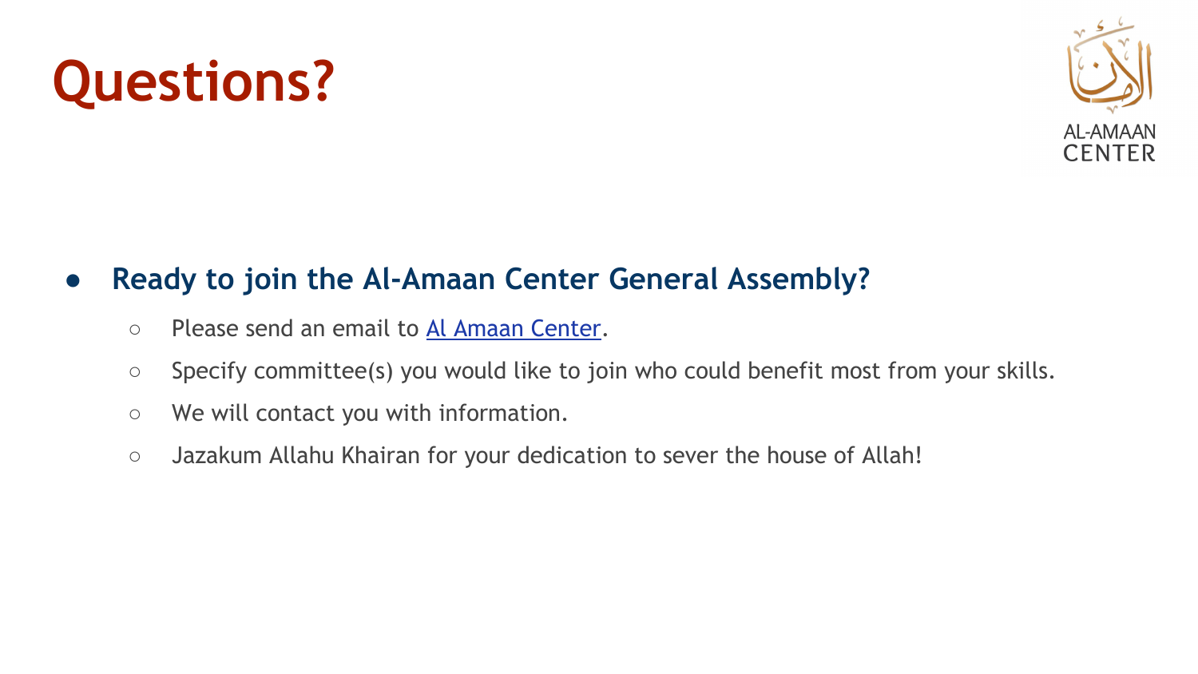# Questions?

AL-AMAAN CENTER

- **Ready to join the Al-Amaan Center General Assembly?**
  - Please send an email to Al Amaan Center.
  - Specify committee(s) you would like to join who could benefit most from your skills.
  - We will contact you with information.
  - Jazakum Allahu Khairan for your dedication to sever the house of Allah!